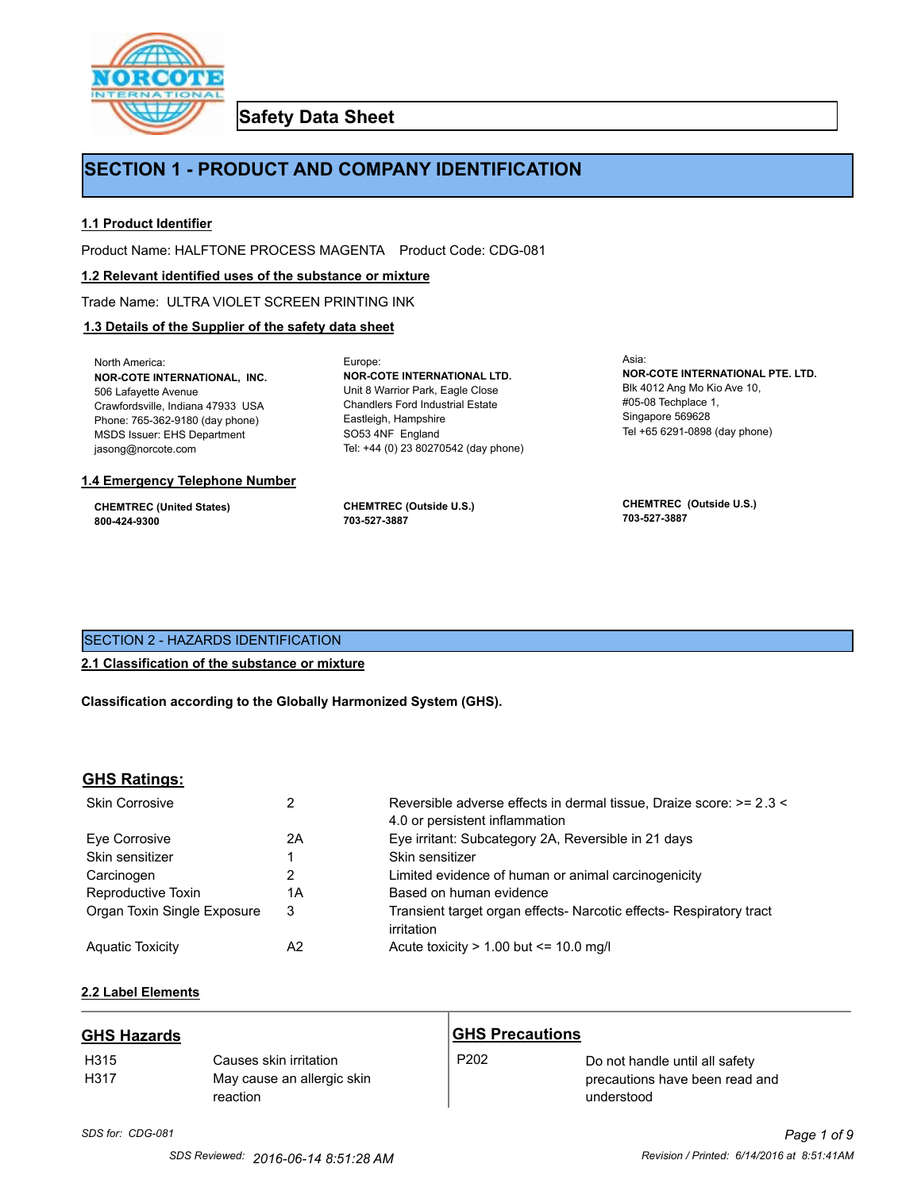# Safety Data Sheet

## SECTION 1 - PRODUCT AND COMPANY IDENTIFICATION

### 1.1 Product Identifier

Product Name: HALFTONE PROCESS MAGENTA  Product Code: CDG-081

### 1.2 Relevant identified uses of the substance or mixture

Trade Name: ULTRA VIOLET SCREEN PRINTING INK

### 1.3 Details of the Supplier of the safety data sheet

North America:
**NOR-COTE INTERNATIONAL, INC.**
506 Lafayette Avenue
Crawfordsville, Indiana 47933 USA
Phone: 765-362-9180 (day phone)
MSDS Issuer: EHS Department
jasong@norcote.com

Europe:
**NOR-COTE INTERNATIONAL LTD.**
Unit 8 Warrior Park, Eagle Close
Chandlers Ford Industrial Estate
Eastleigh, Hampshire
SO53 4NF England
Tel: +44 (0) 23 80270542 (day phone)

Asia:
**NOR-COTE INTERNATIONAL PTE. LTD.**
Blk 4012 Ang Mo Kio Ave 10,
#05-08 Techplace 1,
Singapore 569628
Tel +65 6291-0898 (day phone)

### 1.4 Emergency Telephone Number

**CHEMTREC (United States)**
**800-424-9300**

**CHEMTREC (Outside U.S.)**
**703-527-3887**

**CHEMTREC (Outside U.S.)**
**703-527-3887**

## SECTION 2 - HAZARDS IDENTIFICATION

### 2.1 Classification of the substance or mixture

**Classification according to the Globally Harmonized System (GHS).**

### GHS Ratings:

| | | |
|---|---|---|
| Skin Corrosive | 2 | Reversible adverse effects in dermal tissue, Draize score: >= 2.3 < 4.0 or persistent inflammation |
| Eye Corrosive | 2A | Eye irritant: Subcategory 2A, Reversible in 21 days |
| Skin sensitizer | 1 | Skin sensitizer |
| Carcinogen | 2 | Limited evidence of human or animal carcinogenicity |
| Reproductive Toxin | 1A | Based on human evidence |
| Organ Toxin Single Exposure | 3 | Transient target organ effects- Narcotic effects- Respiratory tract irritation |
| Aquatic Toxicity | A2 | Acute toxicity > 1.00 but <= 10.0 mg/l |

### 2.2 Label Elements

#### GHS Hazards

| | |
|---|---|
| H315 | Causes skin irritation |
| H317 | May cause an allergic skin reaction |

#### GHS Precautions

| | |
|---|---|
| P202 | Do not handle until all safety precautions have been read and understood |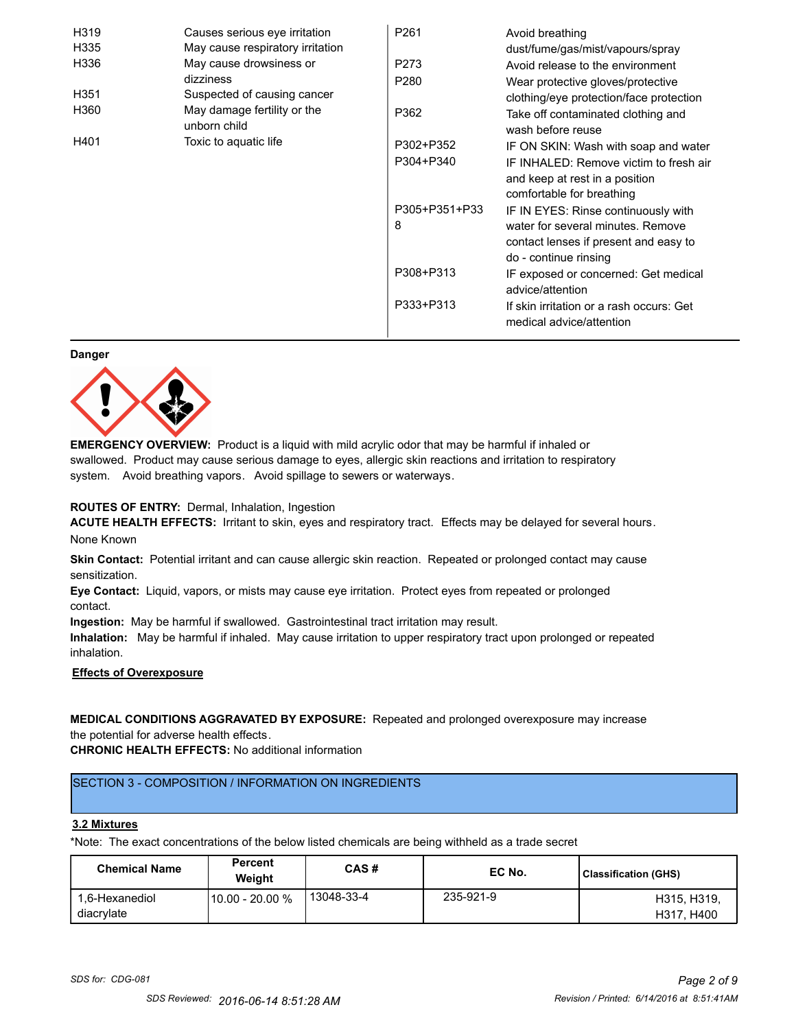| | |
|---|---|
| H319 | Causes serious eye irritation |
| H335 | May cause respiratory irritation |
| H336 | May cause drowsiness or dizziness |
| H351 | Suspected of causing cancer |
| H360 | May damage fertility or the unborn child |
| H401 | Toxic to aquatic life |

| | |
|---|---|
| P261 | Avoid breathing dust/fume/gas/mist/vapours/spray |
| P273 | Avoid release to the environment |
| P280 | Wear protective gloves/protective clothing/eye protection/face protection |
| P362 | Take off contaminated clothing and wash before reuse |
| P302+P352 | IF ON SKIN: Wash with soap and water |
| P304+P340 | IF INHALED: Remove victim to fresh air and keep at rest in a position comfortable for breathing |
| P305+P351+P338 | IF IN EYES: Rinse continuously with water for several minutes. Remove contact lenses if present and easy to do - continue rinsing |
| P308+P313 | IF exposed or concerned: Get medical advice/attention |
| P333+P313 | If skin irritation or a rash occurs: Get medical advice/attention |

**Danger**

**EMERGENCY OVERVIEW:** Product is a liquid with mild acrylic odor that may be harmful if inhaled or swallowed. Product may cause serious damage to eyes, allergic skin reactions and irritation to respiratory system. Avoid breathing vapors. Avoid spillage to sewers or waterways.

**ROUTES OF ENTRY:** Dermal, Inhalation, Ingestion

**ACUTE HEALTH EFFECTS:** Irritant to skin, eyes and respiratory tract. Effects may be delayed for several hours.

None Known

**Skin Contact:** Potential irritant and can cause allergic skin reaction. Repeated or prolonged contact may cause sensitization.

**Eye Contact:** Liquid, vapors, or mists may cause eye irritation. Protect eyes from repeated or prolonged contact.

**Ingestion:** May be harmful if swallowed. Gastrointestinal tract irritation may result.

**Inhalation:** May be harmful if inhaled. May cause irritation to upper respiratory tract upon prolonged or repeated inhalation.

**Effects of Overexposure**

**MEDICAL CONDITIONS AGGRAVATED BY EXPOSURE:** Repeated and prolonged overexposure may increase the potential for adverse health effects.

**CHRONIC HEALTH EFFECTS:** No additional information

## SECTION 3 - COMPOSITION / INFORMATION ON INGREDIENTS

### 3.2 Mixtures

*Note: The exact concentrations of the below listed chemicals are being withheld as a trade secret

| Chemical Name | Percent Weight | CAS # | EC No. | Classification (GHS) |
|---|---|---|---|---|
| 1,6-Hexanediol diacrylate | 10.00 - 20.00 % | 13048-33-4 | 235-921-9 | H315, H319, H317, H400 |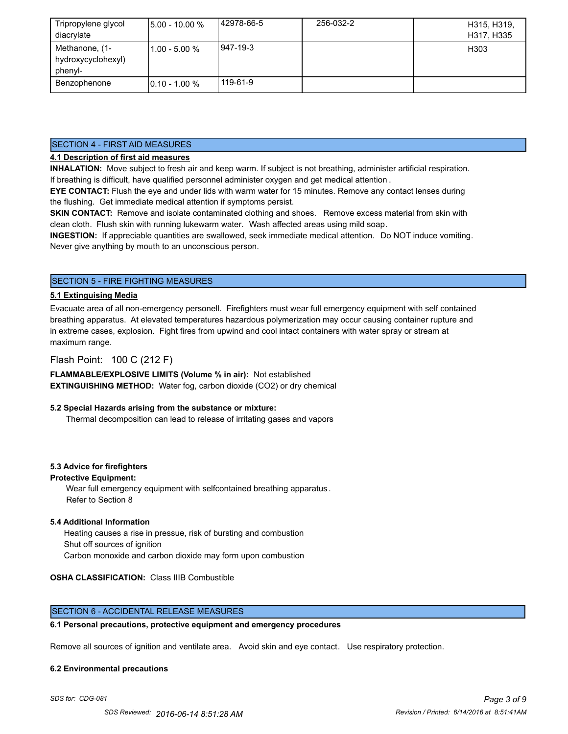| Tripropylene glycol diacrylate | 5.00 - 10.00 % | 42978-66-5 | 256-032-2 | H315, H319, H317, H335 |
|---|---|---|---|---|
| Methanone, (1-hydroxycyclohexyl) phenyl- | 1.00 - 5.00 % | 947-19-3 | | H303 |
| Benzophenone | 0.10 - 1.00 % | 119-61-9 | | |

## SECTION 4 - FIRST AID MEASURES

**4.1 Description of first aid measures**

**INHALATION:** Move subject to fresh air and keep warm. If subject is not breathing, administer artificial respiration. If breathing is difficult, have qualified personnel administer oxygen and get medical attention.

**EYE CONTACT:** Flush the eye and under lids with warm water for 15 minutes. Remove any contact lenses during the flushing. Get immediate medical attention if symptoms persist.

**SKIN CONTACT:** Remove and isolate contaminated clothing and shoes. Remove excess material from skin with clean cloth. Flush skin with running lukewarm water. Wash affected areas using mild soap.

**INGESTION:** If appreciable quantities are swallowed, seek immediate medical attention. Do NOT induce vomiting. Never give anything by mouth to an unconscious person.

## SECTION 5 - FIRE FIGHTING MEASURES

**5.1 Extinguising Media**

Evacuate area of all non-emergency personell. Firefighters must wear full emergency equipment with self contained breathing apparatus. At elevated temperatures hazardous polymerization may occur causing container rupture and in extreme cases, explosion. Fight fires from upwind and cool intact containers with water spray or stream at maximum range.

Flash Point: 100 C (212 F)

**FLAMMABLE/EXPLOSIVE LIMITS (Volume % in air):** Not established

**EXTINGUISHING METHOD:** Water fog, carbon dioxide ($CO_2$) or dry chemical

**5.2 Special Hazards arising from the substance or mixture:**

Thermal decomposition can lead to release of irritating gases and vapors

**5.3 Advice for firefighters**

**Protective Equipment:**

Wear full emergency equipment with selfcontained breathing apparatus.
Refer to Section 8

**5.4 Additional Information**

Heating causes a rise in pressue, risk of bursting and combustion
Shut off sources of ignition
Carbon monoxide and carbon dioxide may form upon combustion

**OSHA CLASSIFICATION:** Class IIIB Combustible

## SECTION 6 - ACCIDENTAL RELEASE MEASURES

**6.1 Personal precautions, protective equipment and emergency procedures**

Remove all sources of ignition and ventilate area. Avoid skin and eye contact. Use respiratory protection.

**6.2 Environmental precautions**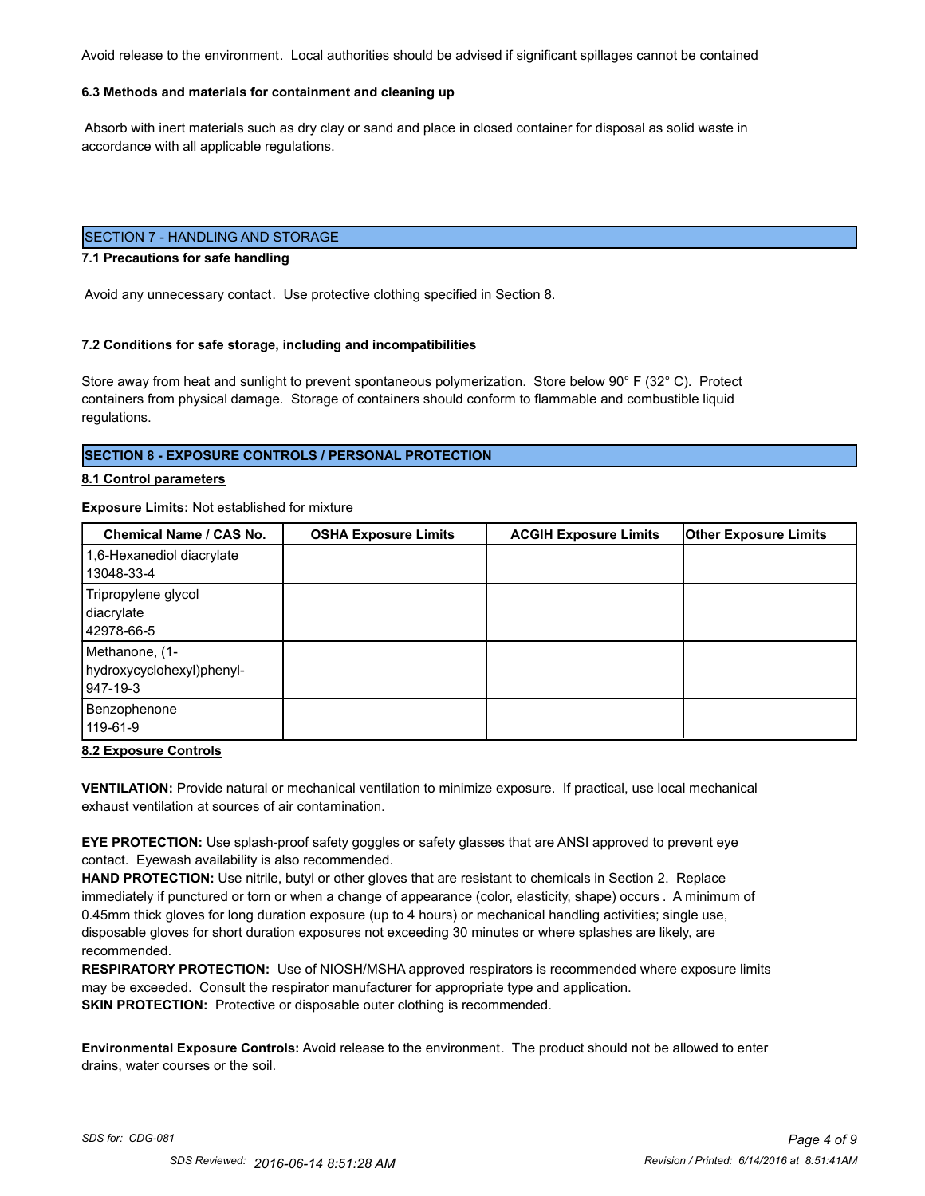Avoid release to the environment. Local authorities should be advised if significant spillages cannot be contained

**6.3 Methods and materials for containment and cleaning up**

Absorb with inert materials such as dry clay or sand and place in closed container for disposal as solid waste in accordance with all applicable regulations.

## SECTION 7 - HANDLING AND STORAGE

**7.1 Precautions for safe handling**

Avoid any unnecessary contact. Use protective clothing specified in Section 8.

**7.2 Conditions for safe storage, including and incompatibilities**

Store away from heat and sunlight to prevent spontaneous polymerization. Store below 90° F (32° C). Protect containers from physical damage. Storage of containers should conform to flammable and combustible liquid regulations.

## SECTION 8 - EXPOSURE CONTROLS / PERSONAL PROTECTION

**8.1 Control parameters**

**Exposure Limits:** Not established for mixture

| Chemical Name / CAS No. | OSHA Exposure Limits | ACGIH Exposure Limits | Other Exposure Limits |
|---|---|---|---|
| 1,6-Hexanediol diacrylate 13048-33-4 | | | |
| Tripropylene glycol diacrylate 42978-66-5 | | | |
| Methanone, (1-hydroxycyclohexyl)phenyl- 947-19-3 | | | |
| Benzophenone 119-61-9 | | | |

**8.2 Exposure Controls**

**VENTILATION:** Provide natural or mechanical ventilation to minimize exposure. If practical, use local mechanical exhaust ventilation at sources of air contamination.

**EYE PROTECTION:** Use splash-proof safety goggles or safety glasses that are ANSI approved to prevent eye contact. Eyewash availability is also recommended.

**HAND PROTECTION:** Use nitrile, butyl or other gloves that are resistant to chemicals in Section 2. Replace immediately if punctured or torn or when a change of appearance (color, elasticity, shape) occurs . A minimum of 0.45mm thick gloves for long duration exposure (up to 4 hours) or mechanical handling activities; single use, disposable gloves for short duration exposures not exceeding 30 minutes or where splashes are likely, are recommended.

**RESPIRATORY PROTECTION:** Use of NIOSH/MSHA approved respirators is recommended where exposure limits may be exceeded. Consult the respirator manufacturer for appropriate type and application.

**SKIN PROTECTION:** Protective or disposable outer clothing is recommended.

**Environmental Exposure Controls:** Avoid release to the environment. The product should not be allowed to enter drains, water courses or the soil.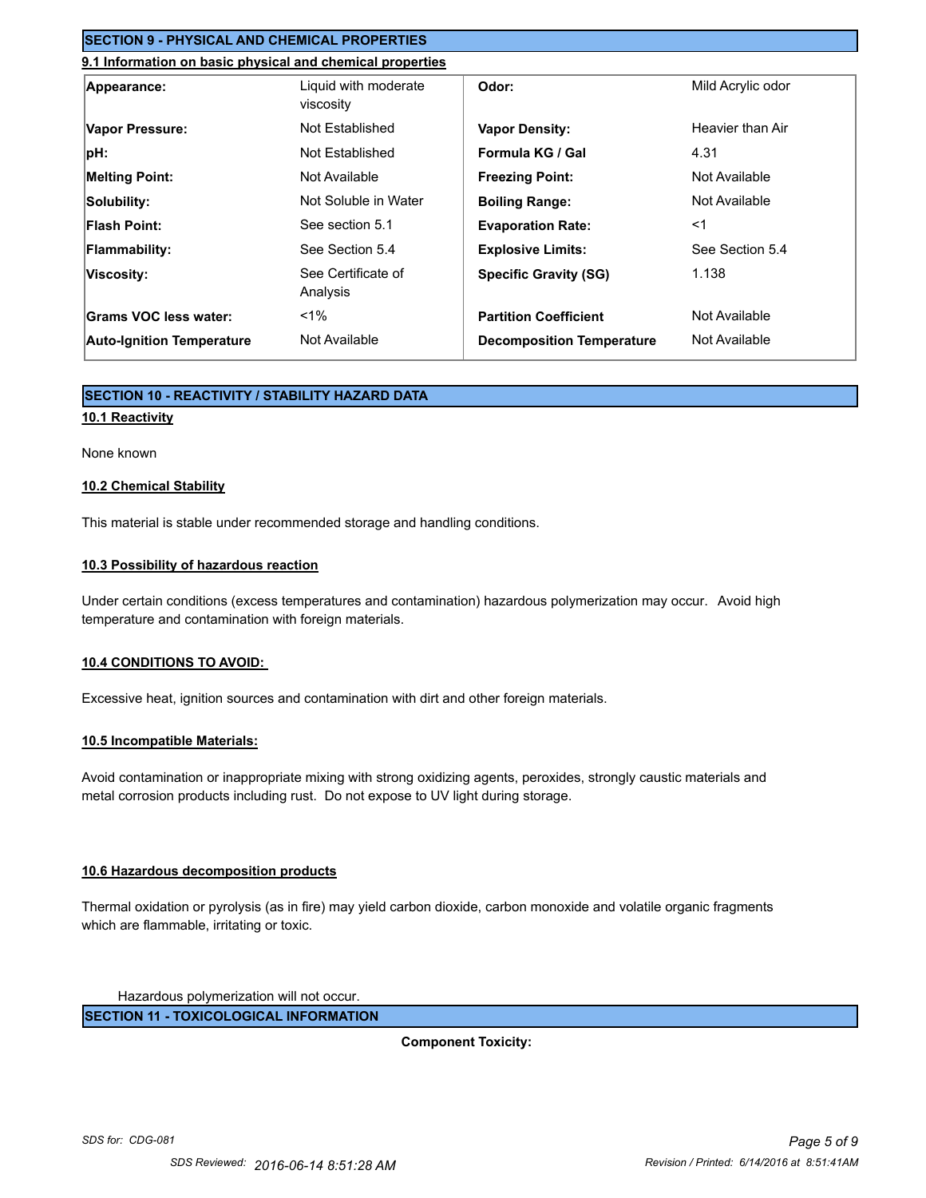## SECTION 9 - PHYSICAL AND CHEMICAL PROPERTIES

### 9.1 Information on basic physical and chemical properties

| | | | |
|---|---|---|---|
| **Appearance:** | Liquid with moderate viscosity | **Odor:** | Mild Acrylic odor |
| **Vapor Pressure:** | Not Established | **Vapor Density:** | Heavier than Air |
| **pH:** | Not Established | **Formula KG / Gal** | 4.31 |
| **Melting Point:** | Not Available | **Freezing Point:** | Not Available |
| **Solubility:** | Not Soluble in Water | **Boiling Range:** | Not Available |
| **Flash Point:** | See section 5.1 | **Evaporation Rate:** | <1 |
| **Flammability:** | See Section 5.4 | **Explosive Limits:** | See Section 5.4 |
| **Viscosity:** | See Certificate of Analysis | **Specific Gravity (SG)** | 1.138 |
| **Grams VOC less water:** | <1% | **Partition Coefficient** | Not Available |
| **Auto-Ignition Temperature** | Not Available | **Decomposition Temperature** | Not Available |

## SECTION 10 - REACTIVITY / STABILITY HAZARD DATA

### 10.1 Reactivity

None known

### 10.2 Chemical Stability

This material is stable under recommended storage and handling conditions.

### 10.3 Possibility of hazardous reaction

Under certain conditions (excess temperatures and contamination) hazardous polymerization may occur. Avoid high temperature and contamination with foreign materials.

### 10.4 CONDITIONS TO AVOID:

Excessive heat, ignition sources and contamination with dirt and other foreign materials.

### 10.5 Incompatible Materials:

Avoid contamination or inappropriate mixing with strong oxidizing agents, peroxides, strongly caustic materials and metal corrosion products including rust. Do not expose to UV light during storage.

### 10.6 Hazardous decomposition products

Thermal oxidation or pyrolysis (as in fire) may yield carbon dioxide, carbon monoxide and volatile organic fragments which are flammable, irritating or toxic.

Hazardous polymerization will not occur.

## SECTION 11 - TOXICOLOGICAL INFORMATION

**Component Toxicity:**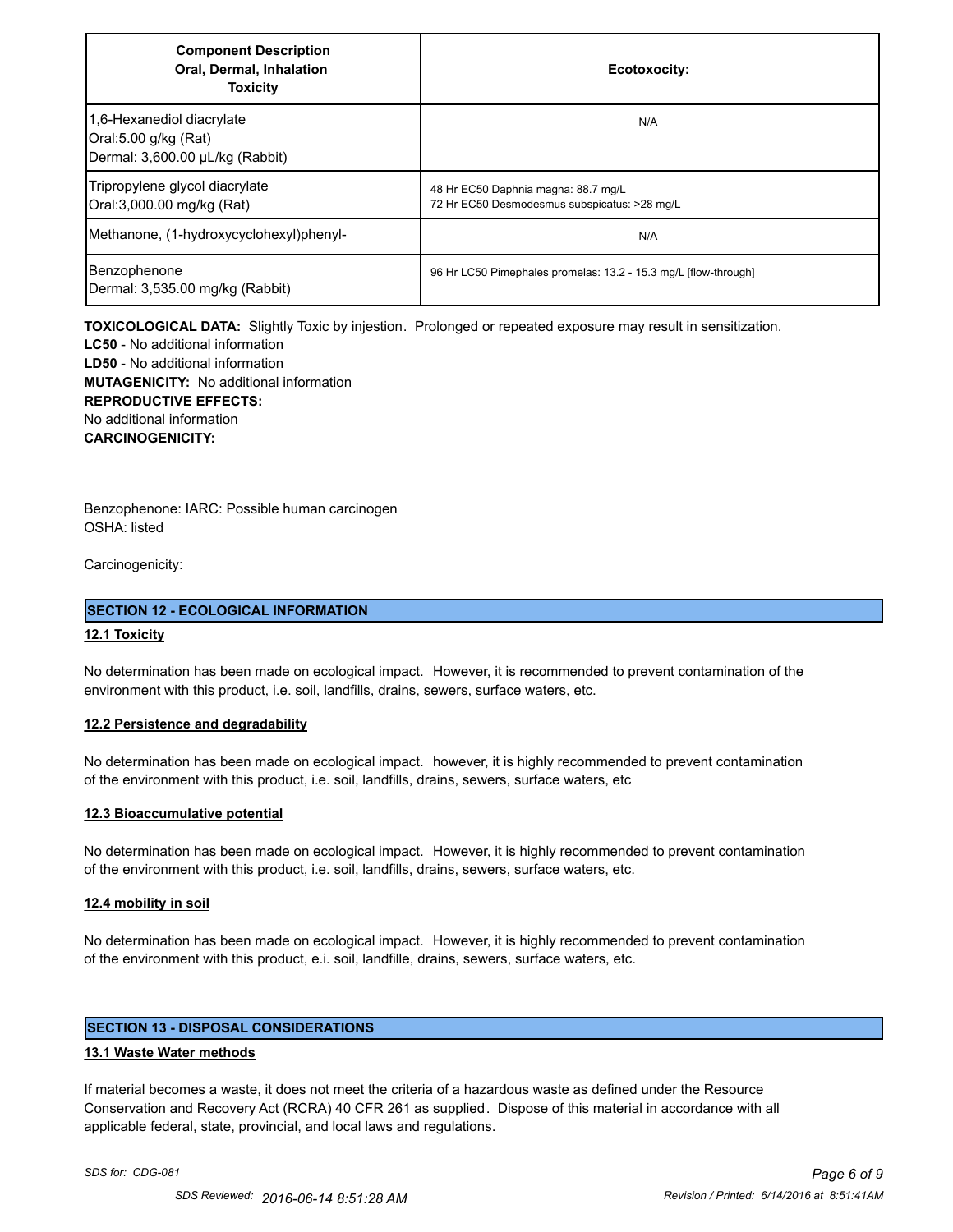| Component Description Oral, Dermal, Inhalation Toxicity | Ecotoxocity: |
|---|---|
| 1,6-Hexanediol diacrylate<br>Oral:5.00 g/kg (Rat)<br>Dermal: 3,600.00 µL/kg (Rabbit) | N/A |
| Tripropylene glycol diacrylate<br>Oral:3,000.00 mg/kg (Rat) | 48 Hr EC50 Daphnia magna: 88.7 mg/L<br>72 Hr EC50 Desmodesmus subspicatus: >28 mg/L |
| Methanone, (1-hydroxycyclohexyl)phenyl- | N/A |
| Benzophenone<br>Dermal: 3,535.00 mg/kg (Rabbit) | 96 Hr LC50 Pimephales promelas: 13.2 - 15.3 mg/L [flow-through] |

**TOXICOLOGICAL DATA:** Slightly Toxic by injestion. Prolonged or repeated exposure may result in sensitization.
**LC50** - No additional information
**LD50** - No additional information
**MUTAGENICITY:** No additional information
**REPRODUCTIVE EFFECTS:**
No additional information
**CARCINOGENICITY:**

Benzophenone: IARC: Possible human carcinogen
OSHA: listed

Carcinogenicity:

## SECTION 12 - ECOLOGICAL INFORMATION

### 12.1 Toxicity

No determination has been made on ecological impact. However, it is recommended to prevent contamination of the environment with this product, i.e. soil, landfills, drains, sewers, surface waters, etc.

### 12.2 Persistence and degradability

No determination has been made on ecological impact. however, it is highly recommended to prevent contamination of the environment with this product, i.e. soil, landfills, drains, sewers, surface waters, etc

### 12.3 Bioaccumulative potential

No determination has been made on ecological impact. However, it is highly recommended to prevent contamination of the environment with this product, i.e. soil, landfills, drains, sewers, surface waters, etc.

### 12.4 mobility in soil

No determination has been made on ecological impact. However, it is highly recommended to prevent contamination of the environment with this product, e.i. soil, landfille, drains, sewers, surface waters, etc.

## SECTION 13 - DISPOSAL CONSIDERATIONS

### 13.1 Waste Water methods

If material becomes a waste, it does not meet the criteria of a hazardous waste as defined under the Resource Conservation and Recovery Act (RCRA) 40 CFR 261 as supplied. Dispose of this material in accordance with all applicable federal, state, provincial, and local laws and regulations.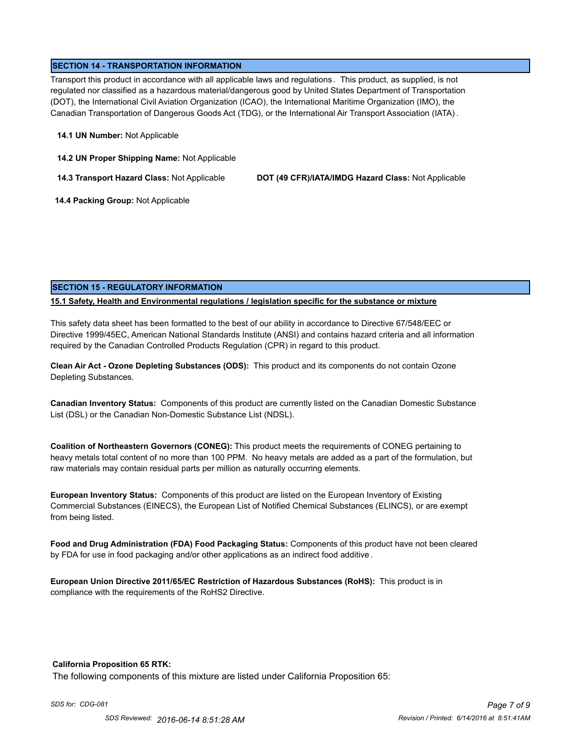## SECTION 14 - TRANSPORTATION INFORMATION

Transport this product in accordance with all applicable laws and regulations. This product, as supplied, is not regulated nor classified as a hazardous material/dangerous good by United States Department of Transportation (DOT), the International Civil Aviation Organization (ICAO), the International Maritime Organization (IMO), the Canadian Transportation of Dangerous Goods Act (TDG), or the International Air Transport Association (IATA).

**14.1 UN Number:** Not Applicable

**14.2 UN Proper Shipping Name:** Not Applicable

**14.3 Transport Hazard Class:** Not Applicable

**DOT (49 CFR)/IATA/IMDG Hazard Class:** Not Applicable

**14.4 Packing Group:** Not Applicable

## SECTION 15 - REGULATORY INFORMATION

### 15.1 Safety, Health and Environmental regulations / legislation specific for the substance or mixture

This safety data sheet has been formatted to the best of our ability in accordance to Directive 67/548/EEC or Directive 1999/45EC, American National Standards Institute (ANSI) and contains hazard criteria and all information required by the Canadian Controlled Products Regulation (CPR) in regard to this product.

**Clean Air Act - Ozone Depleting Substances (ODS):** This product and its components do not contain Ozone Depleting Substances.

**Canadian Inventory Status:** Components of this product are currently listed on the Canadian Domestic Substance List (DSL) or the Canadian Non-Domestic Substance List (NDSL).

**Coalition of Northeastern Governors (CONEG):** This product meets the requirements of CONEG pertaining to heavy metals total content of no more than 100 PPM. No heavy metals are added as a part of the formulation, but raw materials may contain residual parts per million as naturally occurring elements.

**European Inventory Status:** Components of this product are listed on the European Inventory of Existing Commercial Substances (EINECS), the European List of Notified Chemical Substances (ELINCS), or are exempt from being listed.

**Food and Drug Administration (FDA) Food Packaging Status:** Components of this product have not been cleared by FDA for use in food packaging and/or other applications as an indirect food additive.

**European Union Directive 2011/65/EC Restriction of Hazardous Substances (RoHS):** This product is in compliance with the requirements of the RoHS2 Directive.

**California Proposition 65 RTK:**

The following components of this mixture are listed under California Proposition 65:

*SDS for: CDG-081*

*SDS Reviewed: 2016-06-14 8:51:28 AM* *Revision / Printed: 6/14/2016 at 8:51:41AM*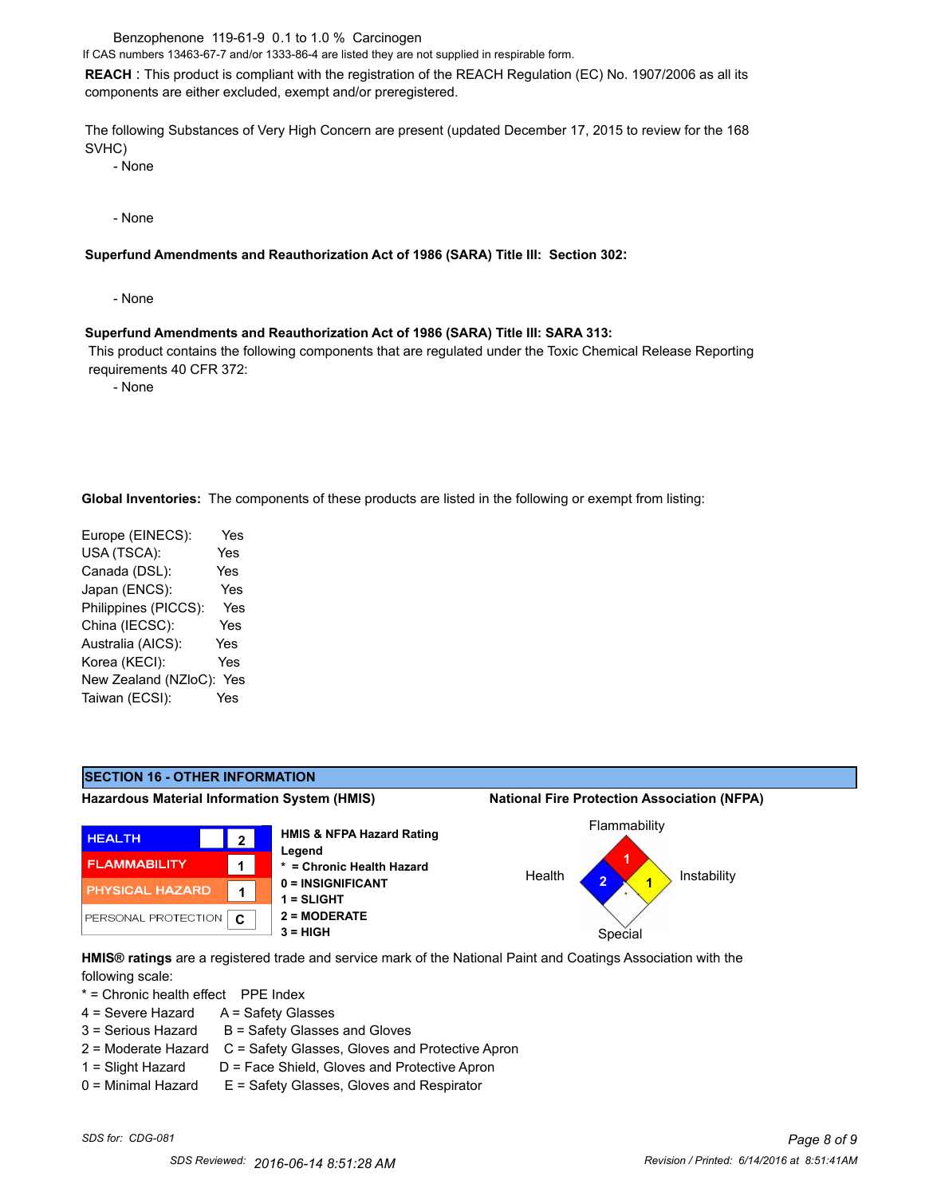Benzophenone 119-61-9 0.1 to 1.0 % Carcinogen

If CAS numbers 13463-67-7 and/or 1333-86-4 are listed they are not supplied in respirable form.

**REACH** : This product is compliant with the registration of the REACH Regulation (EC) No. 1907/2006 as all its components are either excluded, exempt and/or preregistered.

The following Substances of Very High Concern are present (updated December 17, 2015 to review for the 168 SVHC)

- None

- None

**Superfund Amendments and Reauthorization Act of 1986 (SARA) Title III: Section 302:**

- None

**Superfund Amendments and Reauthorization Act of 1986 (SARA) Title III: SARA 313:**

This product contains the following components that are regulated under the Toxic Chemical Release Reporting requirements 40 CFR 372:

- None

**Global Inventories:** The components of these products are listed in the following or exempt from listing:

| Inventory | Listed |
|---|---|
| Europe (EINECS): | Yes |
| USA (TSCA): | Yes |
| Canada (DSL): | Yes |
| Japan (ENCS): | Yes |
| Philippines (PICCS): | Yes |
| China (IECSC): | Yes |
| Australia (AICS): | Yes |
| Korea (KECI): | Yes |
| New Zealand (NZIoC): | Yes |
| Taiwan (ECSI): | Yes |

## SECTION 16 - OTHER INFORMATION

**Hazardous Material Information System (HMIS)**

| | | |
|---|---|---|
| HEALTH | | 2 |
| FLAMMABILITY | | 1 |
| PHYSICAL HAZARD | | 1 |
| PERSONAL PROTECTION | | C |

**HMIS & NFPA Hazard Rating Legend**

**\* = Chronic Health Hazard**
**0 = INSIGNIFICANT**
**1 = SLIGHT**
**2 = MODERATE**
**3 = HIGH**

**National Fire Protection Association (NFPA)**

| Flammability | Health | Instability | Special |
|---|---|---|---|
| 1 | 2 | 1 | |

**HMIS® ratings** are a registered trade and service mark of the National Paint and Coatings Association with the following scale:

| * = Chronic health effect | PPE Index |
|---|---|
| 4 = Severe Hazard | A = Safety Glasses |
| 3 = Serious Hazard | B = Safety Glasses and Gloves |
| 2 = Moderate Hazard | C = Safety Glasses, Gloves and Protective Apron |
| 1 = Slight Hazard | D = Face Shield, Gloves and Protective Apron |
| 0 = Minimal Hazard | E = Safety Glasses, Gloves and Respirator |

*SDS for: CDG-081*

*SDS Reviewed: 2016-06-14 8:51:28 AM*

*Revision / Printed: 6/14/2016 at 8:51:41AM*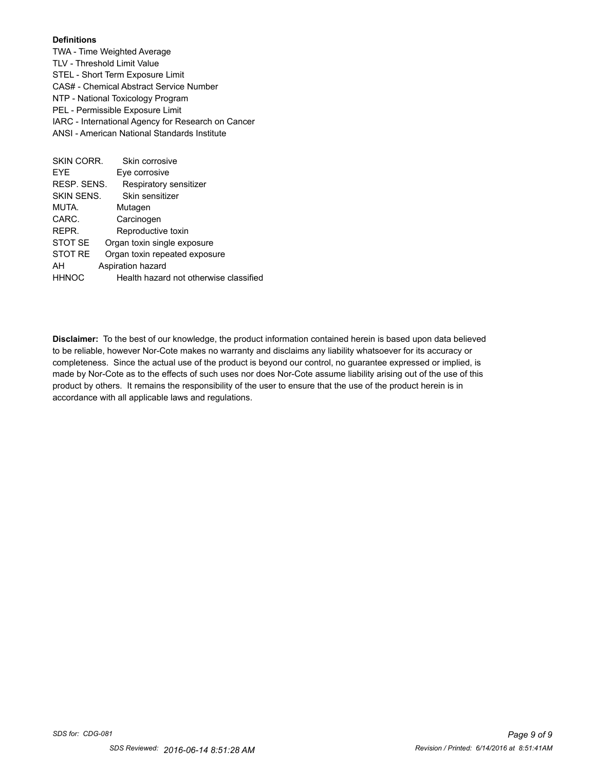**Definitions**

TWA - Time Weighted Average
TLV - Threshold Limit Value
STEL - Short Term Exposure Limit
CAS# - Chemical Abstract Service Number
NTP - National Toxicology Program
PEL - Permissible Exposure Limit
IARC - International Agency for Research on Cancer
ANSI - American National Standards Institute

| | |
|---|---|
| SKIN CORR. | Skin corrosive |
| EYE | Eye corrosive |
| RESP. SENS. | Respiratory sensitizer |
| SKIN SENS. | Skin sensitizer |
| MUTA. | Mutagen |
| CARC. | Carcinogen |
| REPR. | Reproductive toxin |
| STOT SE | Organ toxin single exposure |
| STOT RE | Organ toxin repeated exposure |
| AH | Aspiration hazard |
| HHNOC | Health hazard not otherwise classified |

**Disclaimer:** To the best of our knowledge, the product information contained herein is based upon data believed to be reliable, however Nor-Cote makes no warranty and disclaims any liability whatsoever for its accuracy or completeness. Since the actual use of the product is beyond our control, no guarantee expressed or implied, is made by Nor-Cote as to the effects of such uses nor does Nor-Cote assume liability arising out of the use of this product by others. It remains the responsibility of the user to ensure that the use of the product herein is in accordance with all applicable laws and regulations.